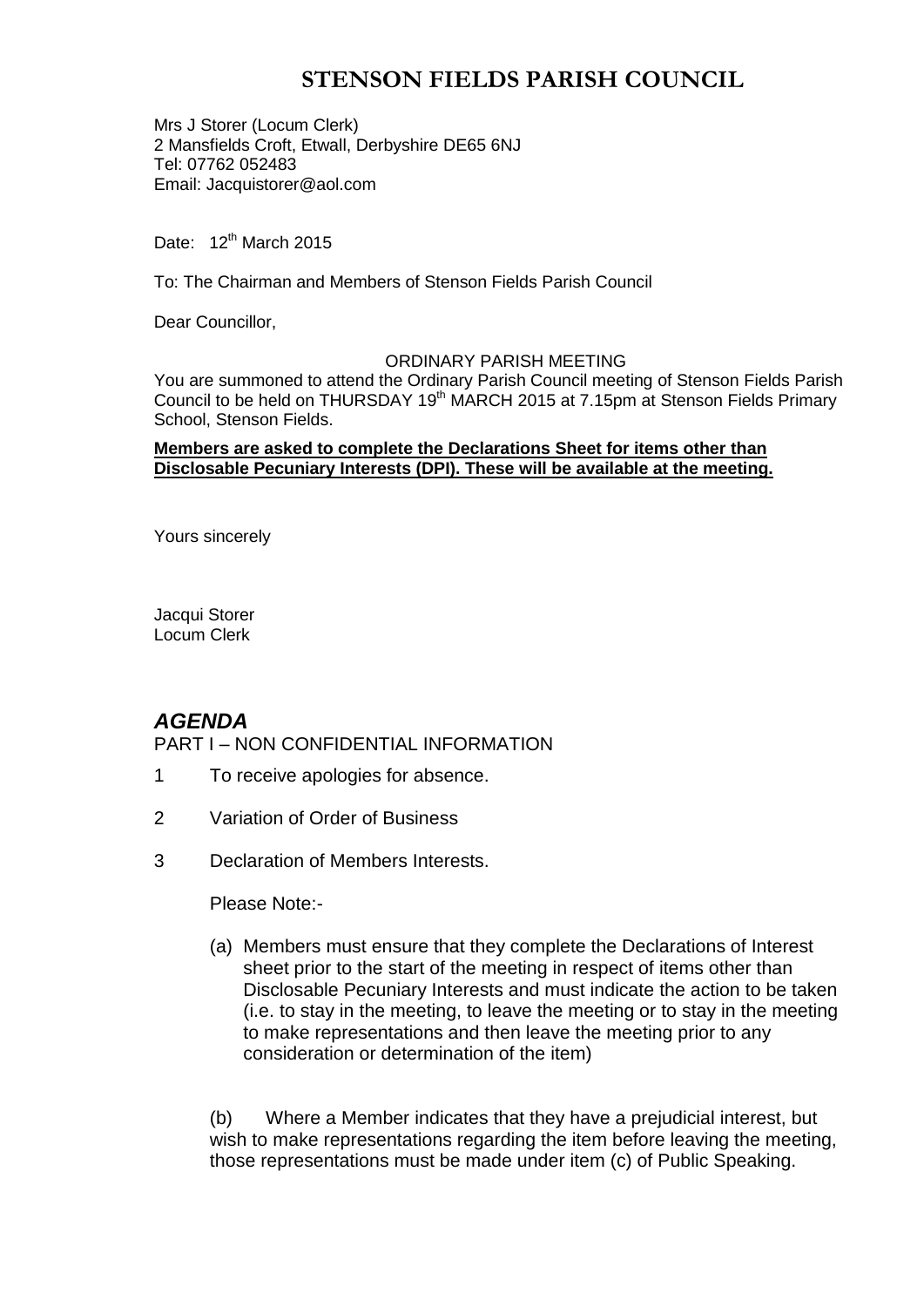# STENSON FIELDS PARISH COUNCIL

Mrs J Storer (Locum Clerk)
2 Mansfields Croft, Etwall, Derbyshire DE65 6NJ
Tel: 07762 052483
Email: Jacquistorer@aol.com

Date: 12th March 2015

To: The Chairman and Members of Stenson Fields Parish Council

Dear Councillor,

ORDINARY PARISH MEETING

You are summoned to attend the Ordinary Parish Council meeting of Stenson Fields Parish Council to be held on THURSDAY 19th MARCH 2015 at 7.15pm at Stenson Fields Primary School, Stenson Fields.

**Members are asked to complete the Declarations Sheet for items other than Disclosable Pecuniary Interests (DPI). These will be available at the meeting.**

Yours sincerely

Jacqui Storer
Locum Clerk

## *AGENDA*

PART I – NON CONFIDENTIAL INFORMATION

1 To receive apologies for absence.

2 Variation of Order of Business

3 Declaration of Members Interests.

Please Note:-

(a) Members must ensure that they complete the Declarations of Interest sheet prior to the start of the meeting in respect of items other than Disclosable Pecuniary Interests and must indicate the action to be taken (i.e. to stay in the meeting, to leave the meeting or to stay in the meeting to make representations and then leave the meeting prior to any consideration or determination of the item)

(b) Where a Member indicates that they have a prejudicial interest, but wish to make representations regarding the item before leaving the meeting, those representations must be made under item (c) of Public Speaking.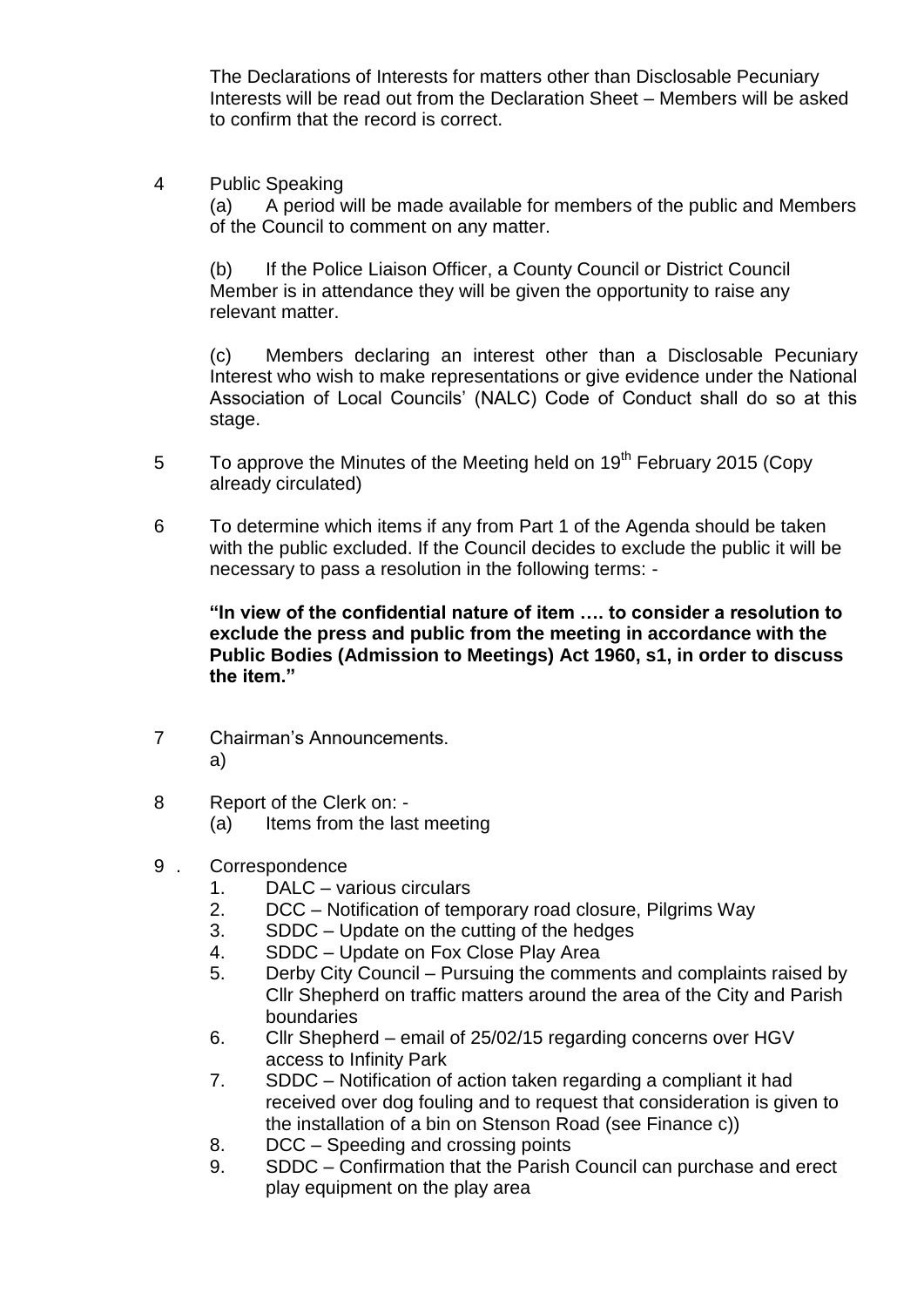The Declarations of Interests for matters other than Disclosable Pecuniary Interests will be read out from the Declaration Sheet – Members will be asked to confirm that the record is correct.

4 Public Speaking

(a) A period will be made available for members of the public and Members of the Council to comment on any matter.

(b) If the Police Liaison Officer, a County Council or District Council Member is in attendance they will be given the opportunity to raise any relevant matter.

(c) Members declaring an interest other than a Disclosable Pecuniary Interest who wish to make representations or give evidence under the National Association of Local Councils' (NALC) Code of Conduct shall do so at this stage.

5 To approve the Minutes of the Meeting held on 19th February 2015 (Copy already circulated)

6 To determine which items if any from Part 1 of the Agenda should be taken with the public excluded. If the Council decides to exclude the public it will be necessary to pass a resolution in the following terms: -

**"In view of the confidential nature of item …. to consider a resolution to exclude the press and public from the meeting in accordance with the Public Bodies (Admission to Meetings) Act 1960, s1, in order to discuss the item."**

7 Chairman's Announcements.

a)

8 Report of the Clerk on: -

(a) Items from the last meeting

9 . Correspondence

1. DALC – various circulars
2. DCC – Notification of temporary road closure, Pilgrims Way
3. SDDC – Update on the cutting of the hedges
4. SDDC – Update on Fox Close Play Area
5. Derby City Council – Pursuing the comments and complaints raised by Cllr Shepherd on traffic matters around the area of the City and Parish boundaries
6. Cllr Shepherd – email of 25/02/15 regarding concerns over HGV access to Infinity Park
7. SDDC – Notification of action taken regarding a compliant it had received over dog fouling and to request that consideration is given to the installation of a bin on Stenson Road (see Finance c))
8. DCC – Speeding and crossing points
9. SDDC – Confirmation that the Parish Council can purchase and erect play equipment on the play area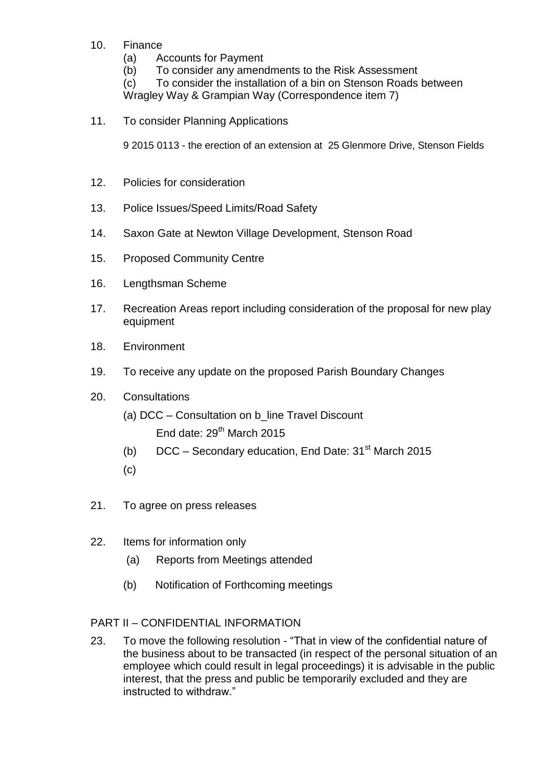10. Finance
    (a) Accounts for Payment
    (b) To consider any amendments to the Risk Assessment
    (c) To consider the installation of a bin on Stenson Roads between Wragley Way & Grampian Way (Correspondence item 7)

11. To consider Planning Applications

    9 2015 0113 - the erection of an extension at 25 Glenmore Drive, Stenson Fields

12. Policies for consideration

13. Police Issues/Speed Limits/Road Safety

14. Saxon Gate at Newton Village Development, Stenson Road

15. Proposed Community Centre

16. Lengthsman Scheme

17. Recreation Areas report including consideration of the proposal for new play equipment

18. Environment

19. To receive any update on the proposed Parish Boundary Changes

20. Consultations
    (a) DCC – Consultation on b_line Travel Discount
        End date: 29th March 2015
    (b) DCC – Secondary education, End Date: 31st March 2015
    (c)

21. To agree on press releases

22. Items for information only
    (a) Reports from Meetings attended
    (b) Notification of Forthcoming meetings

PART II – CONFIDENTIAL INFORMATION

23. To move the following resolution - "That in view of the confidential nature of the business about to be transacted (in respect of the personal situation of an employee which could result in legal proceedings) it is advisable in the public interest, that the press and public be temporarily excluded and they are instructed to withdraw."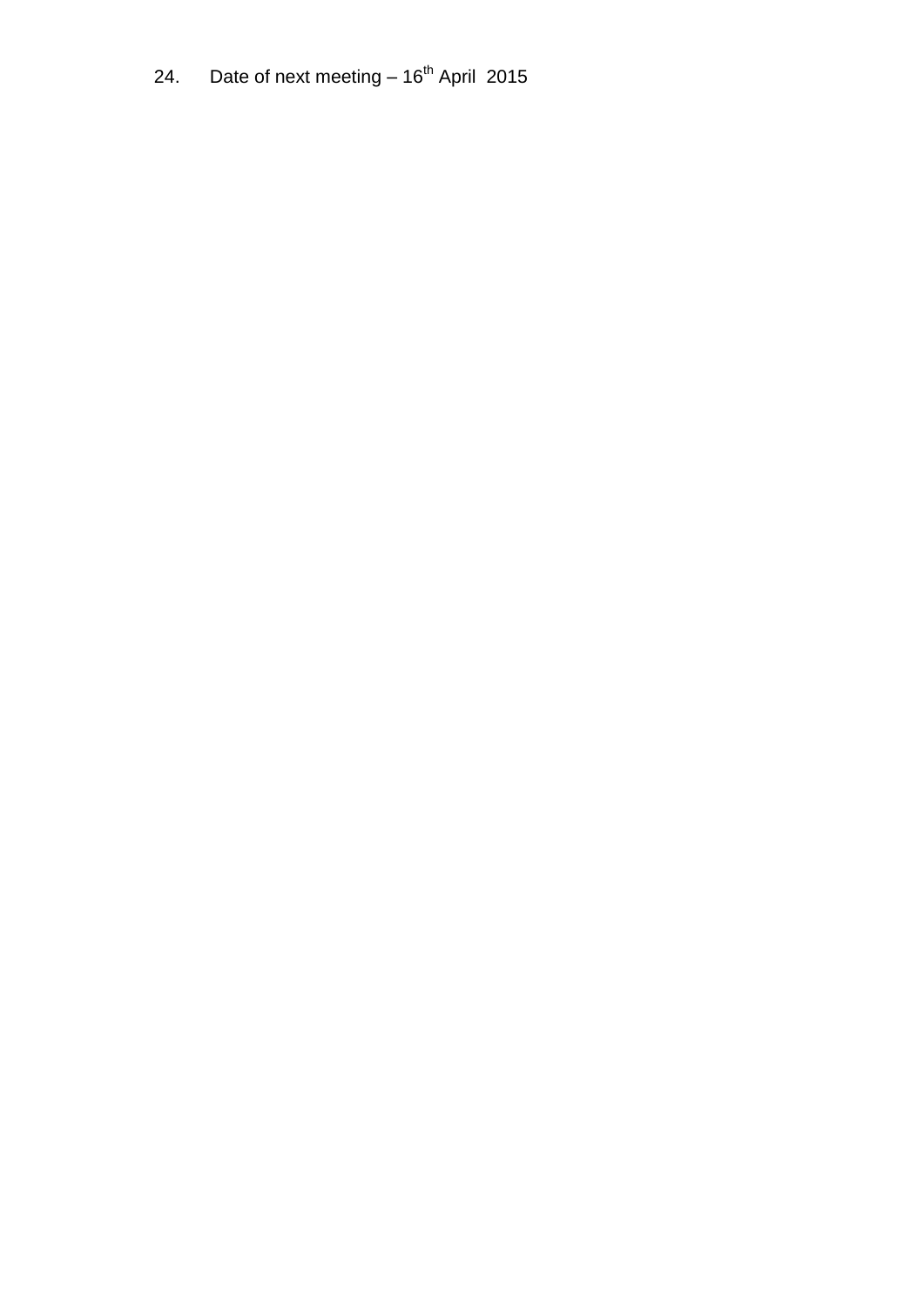24. Date of next meeting – 16th April 2015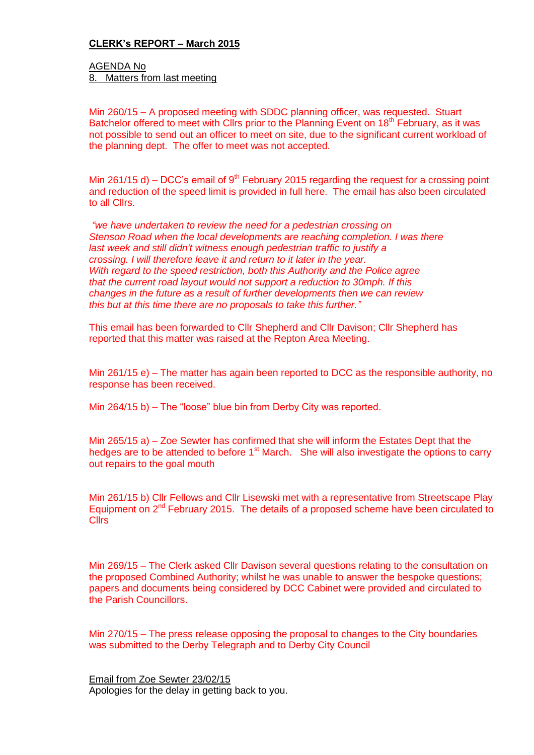**CLERK's REPORT – March 2015**

AGENDA No
8. Matters from last meeting

Min 260/15 – A proposed meeting with SDDC planning officer, was requested. Stuart Batchelor offered to meet with Cllrs prior to the Planning Event on 18th February, as it was not possible to send out an officer to meet on site, due to the significant current workload of the planning dept. The offer to meet was not accepted.

Min 261/15 d) – DCC's email of 9th February 2015 regarding the request for a crossing point and reduction of the speed limit is provided in full here. The email has also been circulated to all Cllrs.

*"we have undertaken to review the need for a pedestrian crossing on Stenson Road when the local developments are reaching completion. I was there last week and still didn't witness enough pedestrian traffic to justify a crossing. I will therefore leave it and return to it later in the year. With regard to the speed restriction, both this Authority and the Police agree that the current road layout would not support a reduction to 30mph. If this changes in the future as a result of further developments then we can review this but at this time there are no proposals to take this further."*

This email has been forwarded to Cllr Shepherd and Cllr Davison; Cllr Shepherd has reported that this matter was raised at the Repton Area Meeting.

Min 261/15 e) – The matter has again been reported to DCC as the responsible authority, no response has been received.

Min 264/15 b) – The "loose" blue bin from Derby City was reported.

Min 265/15 a) – Zoe Sewter has confirmed that she will inform the Estates Dept that the hedges are to be attended to before 1st March. She will also investigate the options to carry out repairs to the goal mouth

Min 261/15 b) Cllr Fellows and Cllr Lisewski met with a representative from Streetscape Play Equipment on 2nd February 2015. The details of a proposed scheme have been circulated to Cllrs

Min 269/15 – The Clerk asked Cllr Davison several questions relating to the consultation on the proposed Combined Authority; whilst he was unable to answer the bespoke questions; papers and documents being considered by DCC Cabinet were provided and circulated to the Parish Councillors.

Min 270/15 – The press release opposing the proposal to changes to the City boundaries was submitted to the Derby Telegraph and to Derby City Council

Email from Zoe Sewter 23/02/15
Apologies for the delay in getting back to you.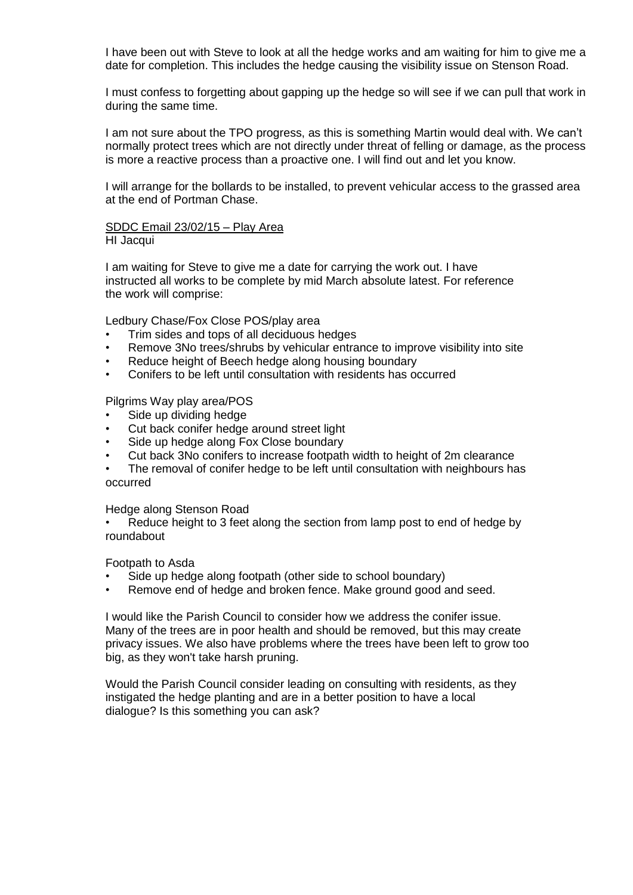I have been out with Steve to look at all the hedge works and am waiting for him to give me a date for completion. This includes the hedge causing the visibility issue on Stenson Road.

I must confess to forgetting about gapping up the hedge so will see if we can pull that work in during the same time.

I am not sure about the TPO progress, as this is something Martin would deal with. We can't normally protect trees which are not directly under threat of felling or damage, as the process is more a reactive process than a proactive one. I will find out and let you know.

I will arrange for the bollards to be installed, to prevent vehicular access to the grassed area at the end of Portman Chase.

<u>SDDC Email 23/02/15 – Play Area</u>
HI Jacqui

I am waiting for Steve to give me a date for carrying the work out. I have instructed all works to be complete by mid March absolute latest. For reference the work will comprise:

Ledbury Chase/Fox Close POS/play area

- Trim sides and tops of all deciduous hedges
- Remove 3No trees/shrubs by vehicular entrance to improve visibility into site
- Reduce height of Beech hedge along housing boundary
- Conifers to be left until consultation with residents has occurred

Pilgrims Way play area/POS

- Side up dividing hedge
- Cut back conifer hedge around street light
- Side up hedge along Fox Close boundary
- Cut back 3No conifers to increase footpath width to height of 2m clearance
- The removal of conifer hedge to be left until consultation with neighbours has occurred

Hedge along Stenson Road

- Reduce height to 3 feet along the section from lamp post to end of hedge by roundabout

Footpath to Asda

- Side up hedge along footpath (other side to school boundary)
- Remove end of hedge and broken fence. Make ground good and seed.

I would like the Parish Council to consider how we address the conifer issue. Many of the trees are in poor health and should be removed, but this may create privacy issues. We also have problems where the trees have been left to grow too big, as they won't take harsh pruning.

Would the Parish Council consider leading on consulting with residents, as they instigated the hedge planting and are in a better position to have a local dialogue? Is this something you can ask?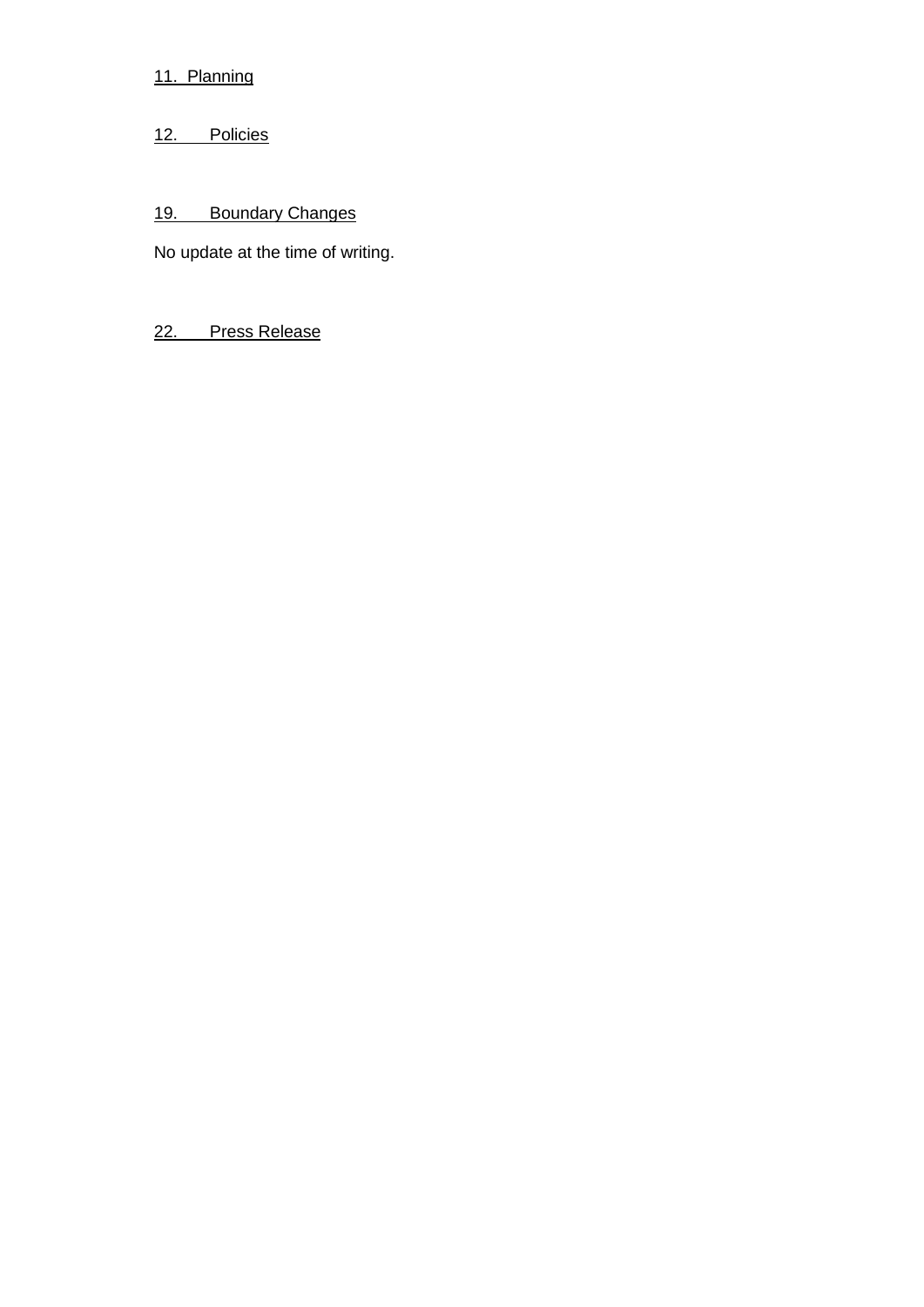11. Planning

12. Policies

19. Boundary Changes

No update at the time of writing.

22. Press Release